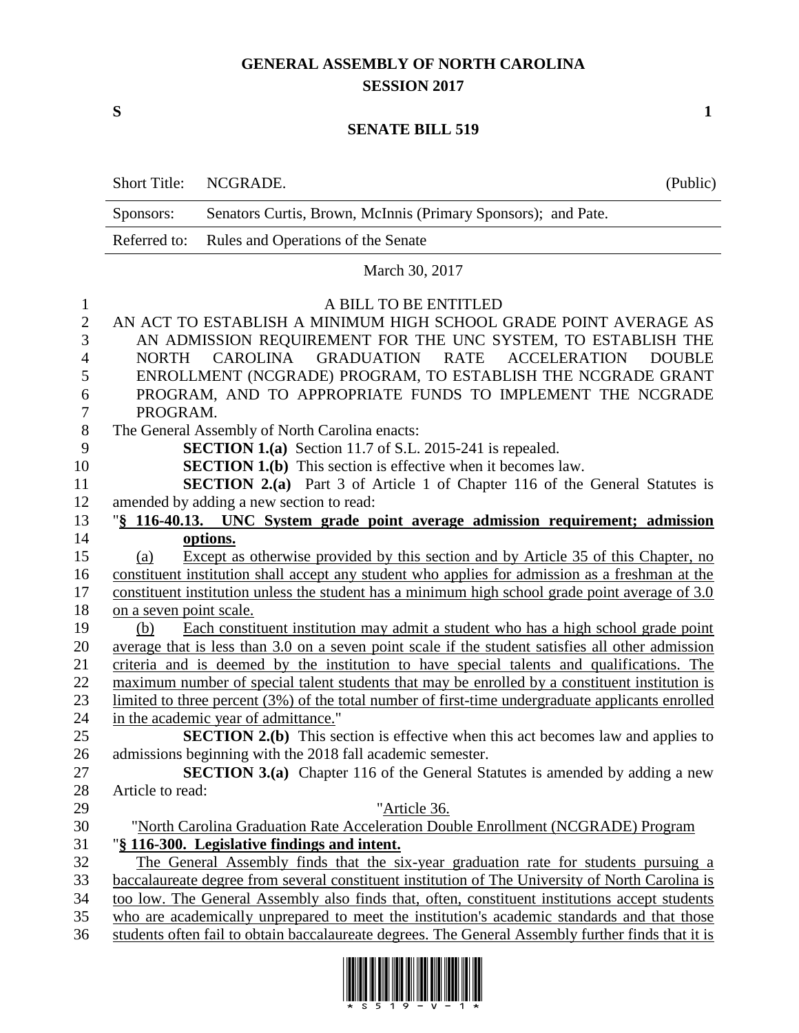# GENERAL ASSEMBLY OF NORTH CAROLINA
## SESSION 2017

**S** **1**

## SENATE BILL 519

| Short Title: | NCGRADE. | (Public) |
|---|---|---|
| Sponsors: | Senators Curtis, Brown, McInnis (Primary Sponsors); and Pate. | |
| Referred to: | Rules and Operations of the Senate | |

March 30, 2017

A BILL TO BE ENTITLED

AN ACT TO ESTABLISH A MINIMUM HIGH SCHOOL GRADE POINT AVERAGE AS AN ADMISSION REQUIREMENT FOR THE UNC SYSTEM, TO ESTABLISH THE NORTH CAROLINA GRADUATION RATE ACCELERATION DOUBLE ENROLLMENT (NCGRADE) PROGRAM, TO ESTABLISH THE NCGRADE GRANT PROGRAM, AND TO APPROPRIATE FUNDS TO IMPLEMENT THE NCGRADE PROGRAM.

The General Assembly of North Carolina enacts:

**SECTION 1.(a)** Section 11.7 of S.L. 2015-241 is repealed.

**SECTION 1.(b)** This section is effective when it becomes law.

**SECTION 2.(a)** Part 3 of Article 1 of Chapter 116 of the General Statutes is amended by adding a new section to read:

"**§ 116-40.13. UNC System grade point average admission requirement; admission options.**

(a) Except as otherwise provided by this section and by Article 35 of this Chapter, no constituent institution shall accept any student who applies for admission as a freshman at the constituent institution unless the student has a minimum high school grade point average of 3.0 on a seven point scale.

(b) Each constituent institution may admit a student who has a high school grade point average that is less than 3.0 on a seven point scale if the student satisfies all other admission criteria and is deemed by the institution to have special talents and qualifications. The maximum number of special talent students that may be enrolled by a constituent institution is limited to three percent (3%) of the total number of first-time undergraduate applicants enrolled in the academic year of admittance."

**SECTION 2.(b)** This section is effective when this act becomes law and applies to admissions beginning with the 2018 fall academic semester.

**SECTION 3.(a)** Chapter 116 of the General Statutes is amended by adding a new Article to read:

"Article 36.

"North Carolina Graduation Rate Acceleration Double Enrollment (NCGRADE) Program

"**§ 116-300. Legislative findings and intent.**

The General Assembly finds that the six-year graduation rate for students pursuing a baccalaureate degree from several constituent institution of The University of North Carolina is too low. The General Assembly also finds that, often, constituent institutions accept students who are academically unprepared to meet the institution's academic standards and that those students often fail to obtain baccalaureate degrees. The General Assembly further finds that it is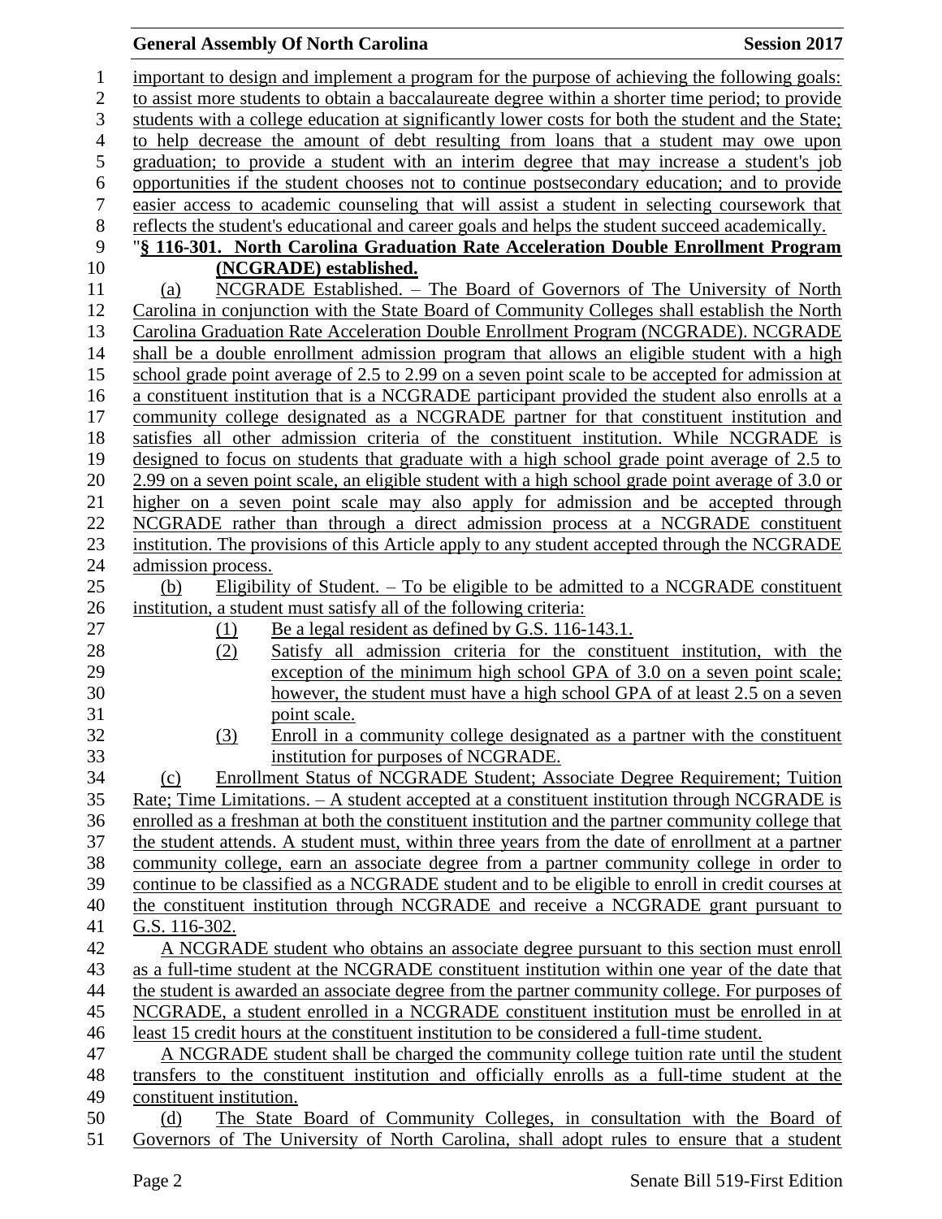important to design and implement a program for the purpose of achieving the following goals: to assist more students to obtain a baccalaureate degree within a shorter time period; to provide students with a college education at significantly lower costs for both the student and the State; to help decrease the amount of debt resulting from loans that a student may owe upon graduation; to provide a student with an interim degree that may increase a student's job opportunities if the student chooses not to continue postsecondary education; and to provide easier access to academic counseling that will assist a student in selecting coursework that reflects the student's educational and career goals and helps the student succeed academically.

"**§ 116-301. North Carolina Graduation Rate Acceleration Double Enrollment Program (NCGRADE) established.**

(a) NCGRADE Established. – The Board of Governors of The University of North Carolina in conjunction with the State Board of Community Colleges shall establish the North Carolina Graduation Rate Acceleration Double Enrollment Program (NCGRADE). NCGRADE shall be a double enrollment admission program that allows an eligible student with a high school grade point average of 2.5 to 2.99 on a seven point scale to be accepted for admission at a constituent institution that is a NCGRADE participant provided the student also enrolls at a community college designated as a NCGRADE partner for that constituent institution and satisfies all other admission criteria of the constituent institution. While NCGRADE is designed to focus on students that graduate with a high school grade point average of 2.5 to 2.99 on a seven point scale, an eligible student with a high school grade point average of 3.0 or higher on a seven point scale may also apply for admission and be accepted through NCGRADE rather than through a direct admission process at a NCGRADE constituent institution. The provisions of this Article apply to any student accepted through the NCGRADE admission process.

(b) Eligibility of Student. – To be eligible to be admitted to a NCGRADE constituent institution, a student must satisfy all of the following criteria:

(1) Be a legal resident as defined by G.S. 116-143.1.

(2) Satisfy all admission criteria for the constituent institution, with the exception of the minimum high school GPA of 3.0 on a seven point scale; however, the student must have a high school GPA of at least 2.5 on a seven point scale.

(3) Enroll in a community college designated as a partner with the constituent institution for purposes of NCGRADE.

(c) Enrollment Status of NCGRADE Student; Associate Degree Requirement; Tuition Rate; Time Limitations. – A student accepted at a constituent institution through NCGRADE is enrolled as a freshman at both the constituent institution and the partner community college that the student attends. A student must, within three years from the date of enrollment at a partner community college, earn an associate degree from a partner community college in order to continue to be classified as a NCGRADE student and to be eligible to enroll in credit courses at the constituent institution through NCGRADE and receive a NCGRADE grant pursuant to G.S. 116-302.

A NCGRADE student who obtains an associate degree pursuant to this section must enroll as a full-time student at the NCGRADE constituent institution within one year of the date that the student is awarded an associate degree from the partner community college. For purposes of NCGRADE, a student enrolled in a NCGRADE constituent institution must be enrolled in at least 15 credit hours at the constituent institution to be considered a full-time student.

A NCGRADE student shall be charged the community college tuition rate until the student transfers to the constituent institution and officially enrolls as a full-time student at the constituent institution.

(d) The State Board of Community Colleges, in consultation with the Board of Governors of The University of North Carolina, shall adopt rules to ensure that a student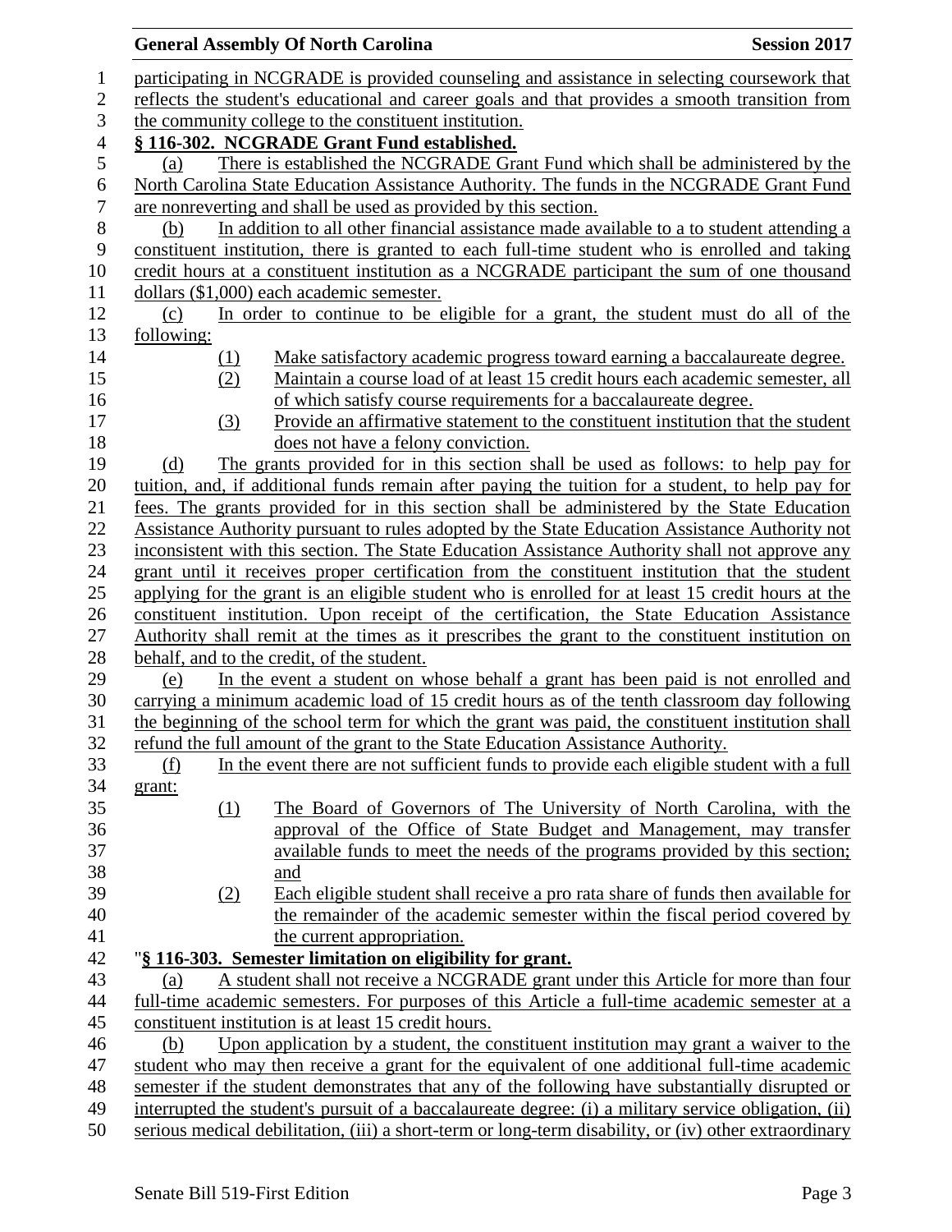participating in NCGRADE is provided counseling and assistance in selecting coursework that reflects the student's educational and career goals and that provides a smooth transition from the community college to the constituent institution.

**§ 116-302. NCGRADE Grant Fund established.**

(a) There is established the NCGRADE Grant Fund which shall be administered by the North Carolina State Education Assistance Authority. The funds in the NCGRADE Grant Fund are nonreverting and shall be used as provided by this section.

(b) In addition to all other financial assistance made available to a to student attending a constituent institution, there is granted to each full-time student who is enrolled and taking credit hours at a constituent institution as a NCGRADE participant the sum of one thousand dollars ($1,000) each academic semester.

(c) In order to continue to be eligible for a grant, the student must do all of the following:

(1) Make satisfactory academic progress toward earning a baccalaureate degree.

(2) Maintain a course load of at least 15 credit hours each academic semester, all of which satisfy course requirements for a baccalaureate degree.

(3) Provide an affirmative statement to the constituent institution that the student does not have a felony conviction.

(d) The grants provided for in this section shall be used as follows: to help pay for tuition, and, if additional funds remain after paying the tuition for a student, to help pay for fees. The grants provided for in this section shall be administered by the State Education Assistance Authority pursuant to rules adopted by the State Education Assistance Authority not inconsistent with this section. The State Education Assistance Authority shall not approve any grant until it receives proper certification from the constituent institution that the student applying for the grant is an eligible student who is enrolled for at least 15 credit hours at the constituent institution. Upon receipt of the certification, the State Education Assistance Authority shall remit at the times as it prescribes the grant to the constituent institution on behalf, and to the credit, of the student.

(e) In the event a student on whose behalf a grant has been paid is not enrolled and carrying a minimum academic load of 15 credit hours as of the tenth classroom day following the beginning of the school term for which the grant was paid, the constituent institution shall refund the full amount of the grant to the State Education Assistance Authority.

(f) In the event there are not sufficient funds to provide each eligible student with a full grant:

(1) The Board of Governors of The University of North Carolina, with the approval of the Office of State Budget and Management, may transfer available funds to meet the needs of the programs provided by this section; and

(2) Each eligible student shall receive a pro rata share of funds then available for the remainder of the academic semester within the fiscal period covered by the current appropriation.

"**§ 116-303. Semester limitation on eligibility for grant.**

(a) A student shall not receive a NCGRADE grant under this Article for more than four full-time academic semesters. For purposes of this Article a full-time academic semester at a constituent institution is at least 15 credit hours.

(b) Upon application by a student, the constituent institution may grant a waiver to the student who may then receive a grant for the equivalent of one additional full-time academic semester if the student demonstrates that any of the following have substantially disrupted or interrupted the student's pursuit of a baccalaureate degree: (i) a military service obligation, (ii) serious medical debilitation, (iii) a short-term or long-term disability, or (iv) other extraordinary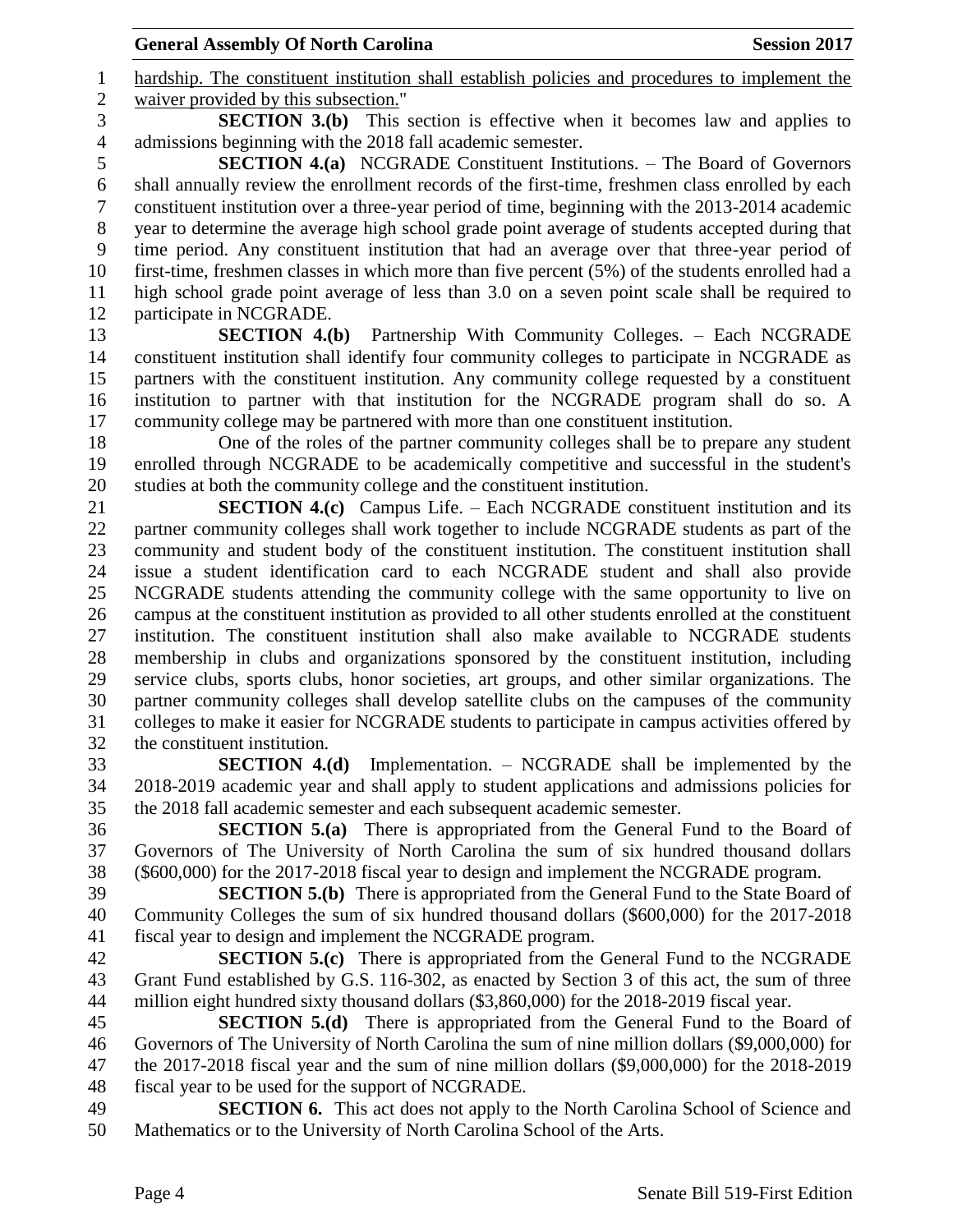hardship. The constituent institution shall establish policies and procedures to implement the waiver provided by this subsection."

**SECTION 3.(b)** This section is effective when it becomes law and applies to admissions beginning with the 2018 fall academic semester.

**SECTION 4.(a)** NCGRADE Constituent Institutions. – The Board of Governors shall annually review the enrollment records of the first-time, freshmen class enrolled by each constituent institution over a three-year period of time, beginning with the 2013-2014 academic year to determine the average high school grade point average of students accepted during that time period. Any constituent institution that had an average over that three-year period of first-time, freshmen classes in which more than five percent (5%) of the students enrolled had a high school grade point average of less than 3.0 on a seven point scale shall be required to participate in NCGRADE.

**SECTION 4.(b)** Partnership With Community Colleges. – Each NCGRADE constituent institution shall identify four community colleges to participate in NCGRADE as partners with the constituent institution. Any community college requested by a constituent institution to partner with that institution for the NCGRADE program shall do so. A community college may be partnered with more than one constituent institution.

One of the roles of the partner community colleges shall be to prepare any student enrolled through NCGRADE to be academically competitive and successful in the student's studies at both the community college and the constituent institution.

**SECTION 4.(c)** Campus Life. – Each NCGRADE constituent institution and its partner community colleges shall work together to include NCGRADE students as part of the community and student body of the constituent institution. The constituent institution shall issue a student identification card to each NCGRADE student and shall also provide NCGRADE students attending the community college with the same opportunity to live on campus at the constituent institution as provided to all other students enrolled at the constituent institution. The constituent institution shall also make available to NCGRADE students membership in clubs and organizations sponsored by the constituent institution, including service clubs, sports clubs, honor societies, art groups, and other similar organizations. The partner community colleges shall develop satellite clubs on the campuses of the community colleges to make it easier for NCGRADE students to participate in campus activities offered by the constituent institution.

**SECTION 4.(d)** Implementation. – NCGRADE shall be implemented by the 2018-2019 academic year and shall apply to student applications and admissions policies for the 2018 fall academic semester and each subsequent academic semester.

**SECTION 5.(a)** There is appropriated from the General Fund to the Board of Governors of The University of North Carolina the sum of six hundred thousand dollars ($600,000) for the 2017-2018 fiscal year to design and implement the NCGRADE program.

**SECTION 5.(b)** There is appropriated from the General Fund to the State Board of Community Colleges the sum of six hundred thousand dollars ($600,000) for the 2017-2018 fiscal year to design and implement the NCGRADE program.

**SECTION 5.(c)** There is appropriated from the General Fund to the NCGRADE Grant Fund established by G.S. 116-302, as enacted by Section 3 of this act, the sum of three million eight hundred sixty thousand dollars ($3,860,000) for the 2018-2019 fiscal year.

**SECTION 5.(d)** There is appropriated from the General Fund to the Board of Governors of The University of North Carolina the sum of nine million dollars ($9,000,000) for the 2017-2018 fiscal year and the sum of nine million dollars ($9,000,000) for the 2018-2019 fiscal year to be used for the support of NCGRADE.

**SECTION 6.** This act does not apply to the North Carolina School of Science and Mathematics or to the University of North Carolina School of the Arts.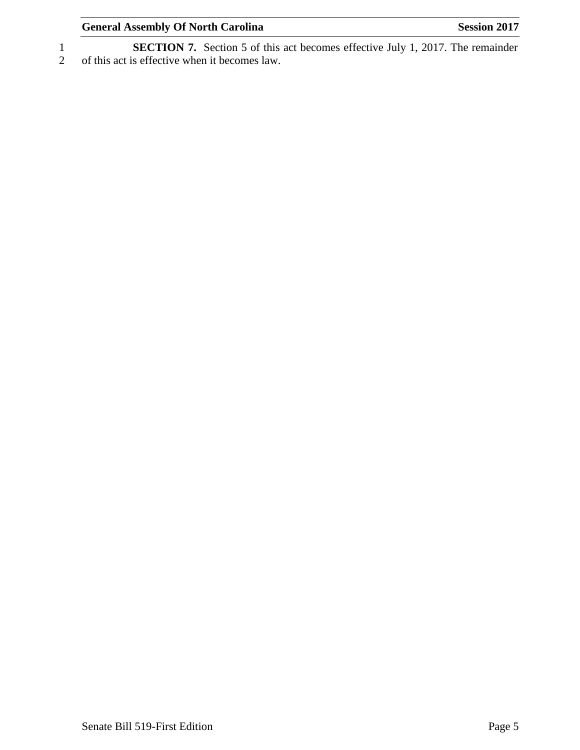**SECTION 7.** Section 5 of this act becomes effective July 1, 2017. The remainder of this act is effective when it becomes law.